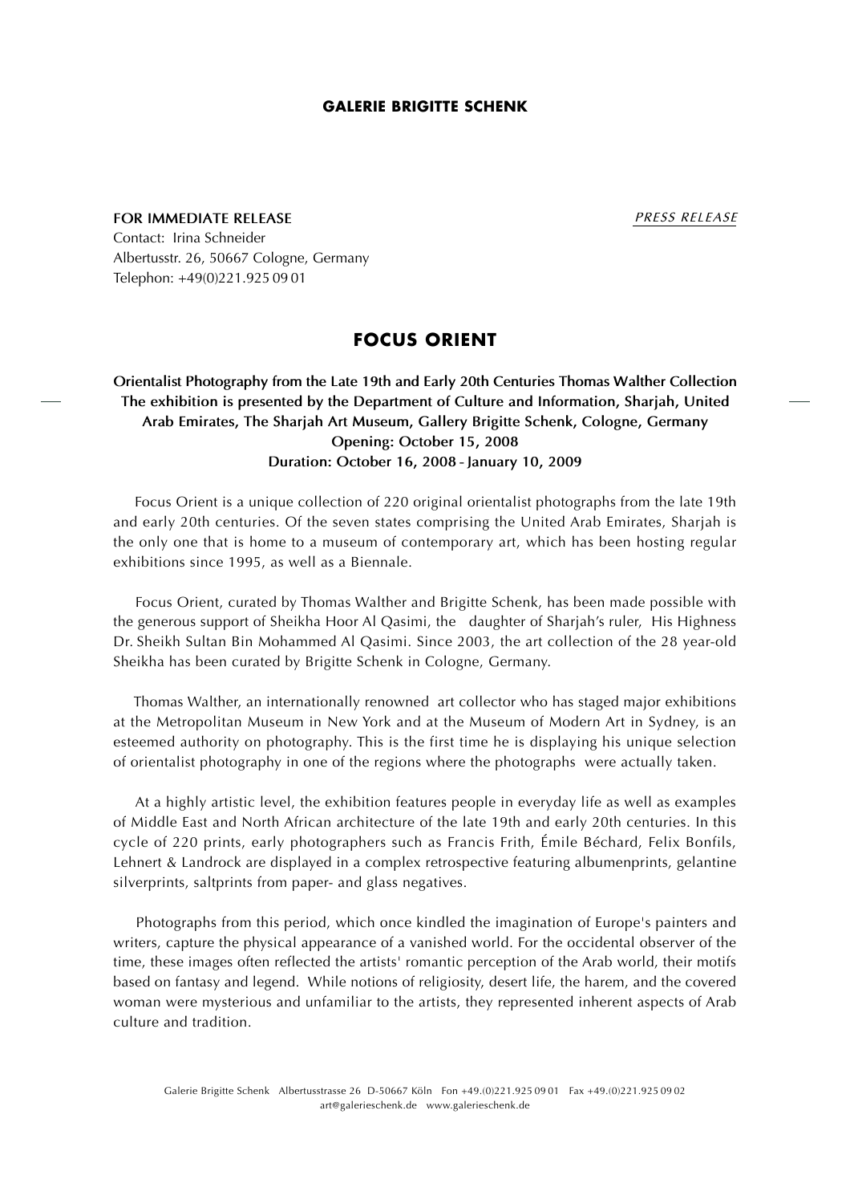**GALERIE BRIGITTE SCHENK**

**FOR IMMEDIATE RELEASE**
Contact: Irina Schneider
Albertusstr. 26, 50667 Cologne, Germany
Telephon: +49(0)221.925 09 01

*PRESS RELEASE*

# FOCUS ORIENT

**Orientalist Photography from the Late 19th and Early 20th Centuries Thomas Walther Collection**
**The exhibition is presented by the Department of Culture and Information, Sharjah, United Arab Emirates, The Sharjah Art Museum, Gallery Brigitte Schenk, Cologne, Germany**
**Opening: October 15, 2008**
**Duration: October 16, 2008 - January 10, 2009**

Focus Orient is a unique collection of 220 original orientalist photographs from the late 19th and early 20th centuries. Of the seven states comprising the United Arab Emirates, Sharjah is the only one that is home to a museum of contemporary art, which has been hosting regular exhibitions since 1995, as well as a Biennale.

Focus Orient, curated by Thomas Walther and Brigitte Schenk, has been made possible with the generous support of Sheikha Hoor Al Qasimi, the daughter of Sharjah's ruler, His Highness Dr. Sheikh Sultan Bin Mohammed Al Qasimi. Since 2003, the art collection of the 28 year-old Sheikha has been curated by Brigitte Schenk in Cologne, Germany.

Thomas Walther, an internationally renowned art collector who has staged major exhibitions at the Metropolitan Museum in New York and at the Museum of Modern Art in Sydney, is an esteemed authority on photography. This is the first time he is displaying his unique selection of orientalist photography in one of the regions where the photographs were actually taken.

At a highly artistic level, the exhibition features people in everyday life as well as examples of Middle East and North African architecture of the late 19th and early 20th centuries. In this cycle of 220 prints, early photographers such as Francis Frith, Émile Béchard, Felix Bonfils, Lehnert & Landrock are displayed in a complex retrospective featuring albumenprints, gelantine silverprints, saltprints from paper- and glass negatives.

Photographs from this period, which once kindled the imagination of Europe's painters and writers, capture the physical appearance of a vanished world. For the occidental observer of the time, these images often reflected the artists' romantic perception of the Arab world, their motifs based on fantasy and legend. While notions of religiosity, desert life, the harem, and the covered woman were mysterious and unfamiliar to the artists, they represented inherent aspects of Arab culture and tradition.

Galerie Brigitte Schenk Albertusstrasse 26 D-50667 Köln Fon +49.(0)221.925 09 01 Fax +49.(0)221.925 09 02
art@galerieschenk.de www.galerieschenk.de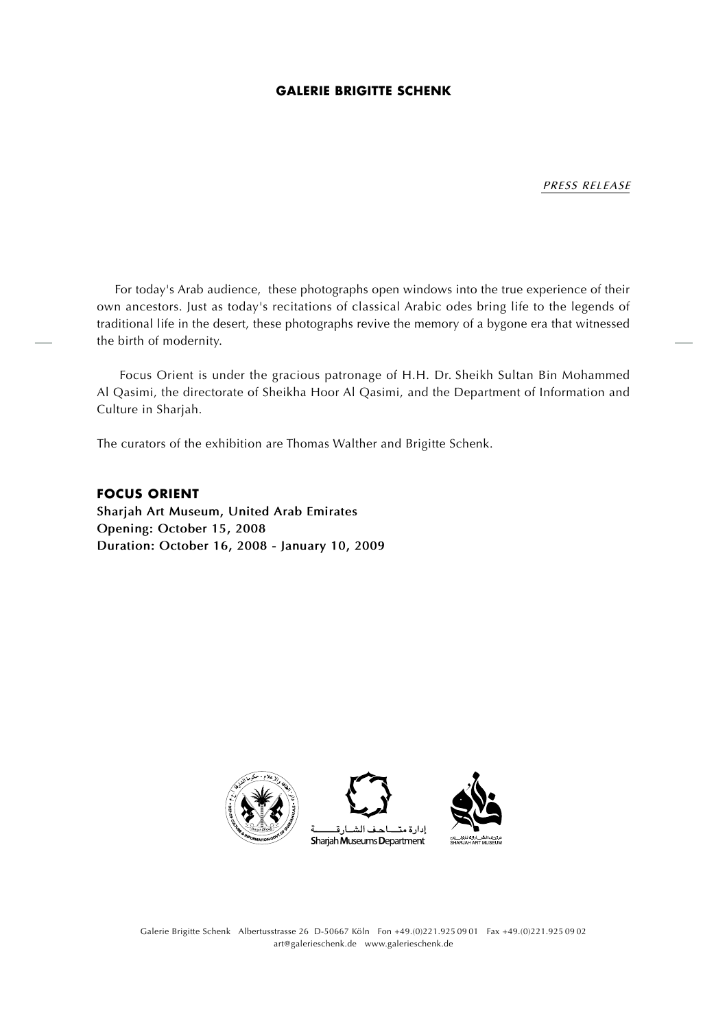**GALERIE BRIGITTE SCHENK**

*PRESS RELEASE*

For today's Arab audience, these photographs open windows into the true experience of their own ancestors. Just as today's recitations of classical Arabic odes bring life to the legends of traditional life in the desert, these photographs revive the memory of a bygone era that witnessed the birth of modernity.

Focus Orient is under the gracious patronage of H.H. Dr. Sheikh Sultan Bin Mohammed Al Qasimi, the directorate of Sheikha Hoor Al Qasimi, and the Department of Information and Culture in Sharjah.

The curators of the exhibition are Thomas Walther and Brigitte Schenk.

## FOCUS ORIENT

**Sharjah Art Museum, United Arab Emirates**
**Opening: October 15, 2008**
**Duration: October 16, 2008 - January 10, 2009**

إدارة متاحف الشارقة
Sharjah Museums Department

SHARJAH ART MUSEUM

Galerie Brigitte Schenk Albertusstrasse 26 D-50667 Köln Fon +49.(0)221.925 09 01 Fax +49.(0)221.925 09 02
art@galerieschenk.de www.galerieschenk.de